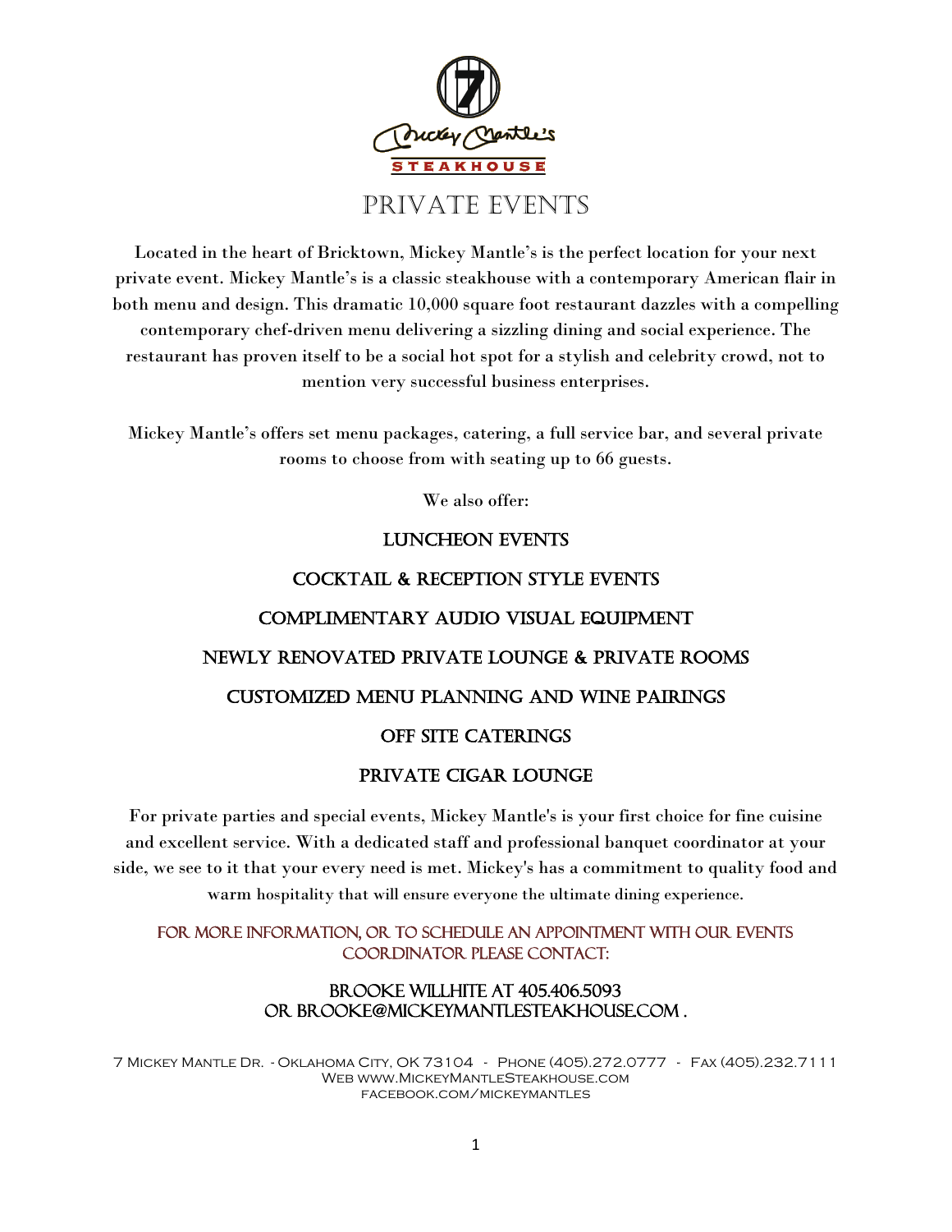Mickey Mantle's

STEAKHOUSE

# PRIVATE EVENTS

Located in the heart of Bricktown, Mickey Mantle's is the perfect location for your next private event. Mickey Mantle's is a classic steakhouse with a contemporary American flair in both menu and design. This dramatic 10,000 square foot restaurant dazzles with a compelling contemporary chef-driven menu delivering a sizzling dining and social experience. The restaurant has proven itself to be a social hot spot for a stylish and celebrity crowd, not to mention very successful business enterprises.

Mickey Mantle's offers set menu packages, catering, a full service bar, and several private rooms to choose from with seating up to 66 guests.

We also offer:

LUNCHEON EVENTS

COCKTAIL & RECEPTION STYLE EVENTS

COMPLIMENTARY AUDIO VISUAL EQUIPMENT

NEWLY RENOVATED PRIVATE LOUNGE & PRIVATE ROOMS

CUSTOMIZED MENU PLANNING AND WINE PAIRINGS

OFF SITE CATERINGS

PRIVATE CIGAR LOUNGE

For private parties and special events, Mickey Mantle's is your first choice for fine cuisine and excellent service. With a dedicated staff and professional banquet coordinator at your side, we see to it that your every need is met. Mickey's has a commitment to quality food and warm hospitality that will ensure everyone the ultimate dining experience.

FOR MORE INFORMATION, OR TO SCHEDULE AN APPOINTMENT WITH OUR EVENTS COORDINATOR PLEASE CONTACT:

BROOKE WILLHITE AT 405.406.5093
OR BROOKE@MICKEYMANTLESTEAKHOUSE.COM .

7 Mickey Mantle Dr. - Oklahoma City, OK 73104 - Phone (405).272.0777 - Fax (405).232.7111
Web www.MickeyMantleSteakhouse.com
facebook.com/mickeymantles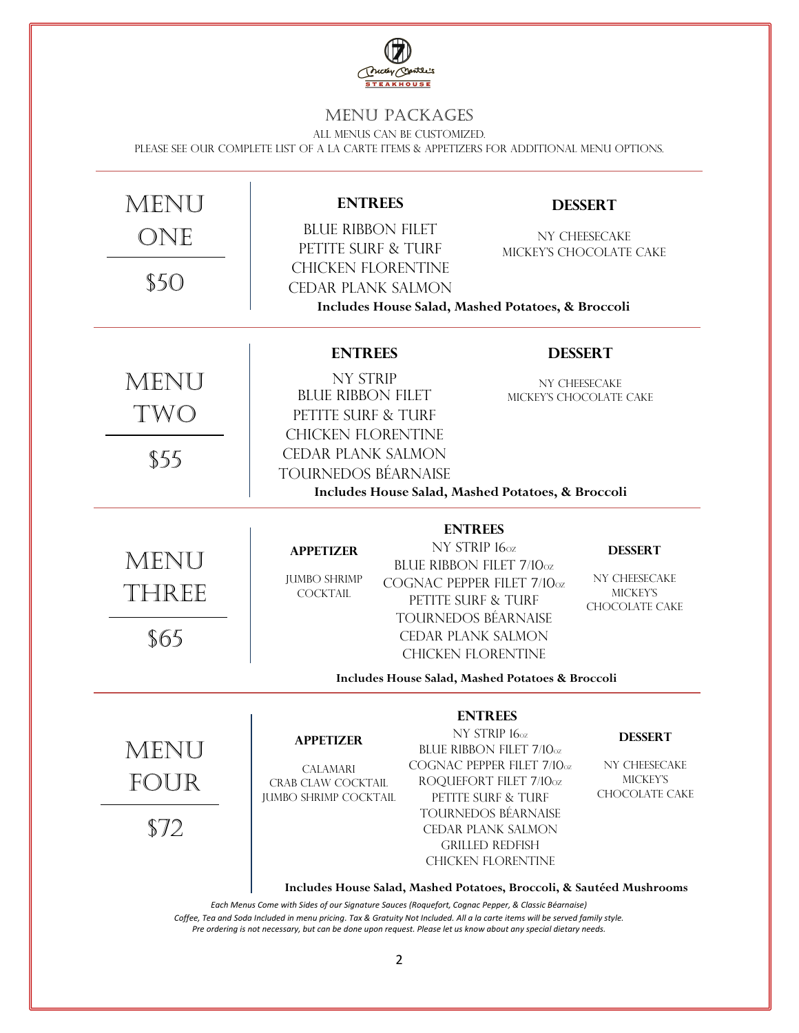# Menu Packages

All menus can be customized.

Please see our complete list of a la carte items & appetizers for additional menu options.

## Menu One — $50

**Entrees**

- Blue Ribbon Filet
- Petite Surf & Turf
- Chicken Florentine
- Cedar Plank Salmon

**Dessert**

- NY Cheesecake
- Mickey's Chocolate Cake

**Includes House Salad, Mashed Potatoes, & Broccoli**

## Menu Two — $55

**Entrees**

- NY Strip
- Blue Ribbon Filet
- Petite Surf & Turf
- Chicken Florentine
- Cedar Plank Salmon
- Tournedos Béarnaise

**Dessert**

- NY Cheesecake
- Mickey's Chocolate Cake

**Includes House Salad, Mashed Potatoes, & Broccoli**

## Menu Three — $65

**Appetizer**

- Jumbo Shrimp Cocktail

**Entrees**

- NY Strip 16oz
- Blue Ribbon Filet 7/10oz
- Cognac Pepper Filet 7/10oz
- Petite Surf & Turf
- Tournedos Béarnaise
- Cedar Plank Salmon
- Chicken Florentine

**Dessert**

- NY Cheesecake
- Mickey's Chocolate Cake

**Includes House Salad, Mashed Potatoes & Broccoli**

## Menu Four — $72

**Appetizer**

- Calamari
- Crab Claw Cocktail
- Jumbo Shrimp Cocktail

**Entrees**

- NY Strip 16oz
- Blue Ribbon Filet 7/10oz
- Cognac Pepper Filet 7/10oz
- Roquefort Filet 7/10oz
- Petite Surf & Turf
- Tournedos Béarnaise
- Cedar Plank Salmon
- Grilled Redfish
- Chicken Florentine

**Dessert**

- NY Cheesecake
- Mickey's Chocolate Cake

**Includes House Salad, Mashed Potatoes, Broccoli, & Sautéed Mushrooms**

*Each Menus Come with Sides of our Signature Sauces (Roquefort, Cognac Pepper, & Classic Béarnaise)*

*Coffee, Tea and Soda Included in menu pricing. Tax & Gratuity Not Included. All a la carte items will be served family style.*

*Pre ordering is not necessary, but can be done upon request. Please let us know about any special dietary needs.*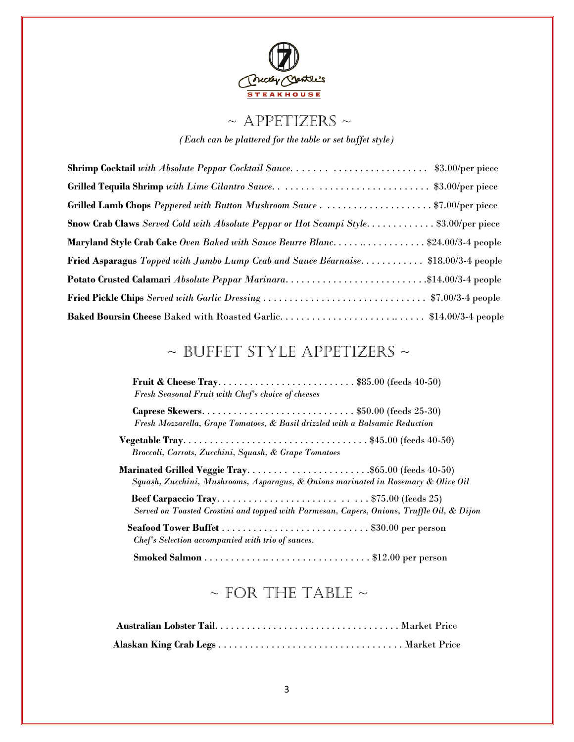Mickey Mantle's STEAKHOUSE

## ~ APPETIZERS ~

*(Each can be plattered for the table or set buffet style)*

**Shrimp Cocktail** *with Absolute Peppar Cocktail Sauce*. . . . . . . . . . . . . . . . . . . . . . . . . . $3.00/per piece

**Grilled Tequila Shrimp** *with Lime Cilantro Sauce*. . . . . . . . . . . . . . . . . . . . . . . . . . . . $3.00/per piece

**Grilled Lamb Chops** *Peppered with Button Mushroom Sauce* . . . . . . . . . . . . . . . . . . . . $7.00/per piece

**Snow Crab Claws** *Served Cold with Absolute Peppar or Hot Scampi Style*. . . . . . . . . . . . . $3.00/per piece

**Maryland Style Crab Cake** *Oven Baked with Sauce Beurre Blanc*. . . . . . . . . . . . . . . . . $24.00/3-4 people

**Fried Asparagus** *Topped with Jumbo Lump Crab and Sauce Béarnaise*. . . . . . . . . . . . $18.00/3-4 people

**Potato Crusted Calamari** *Absolute Peppar Marinara*. . . . . . . . . . . . . . . . . . . . . . . . . .$14.00/3-4 people

**Fried Pickle Chips** *Served with Garlic Dressing* . . . . . . . . . . . . . . . . . . . . . . . . . . . . . . $7.00/3-4 people

**Baked Boursin Cheese** Baked with Roasted Garlic. . . . . . . . . . . . . . . . . . . . . . . . . . . . . $14.00/3-4 people

## ~ BUFFET STYLE APPETIZERS ~

**Fruit & Cheese Tray**. . . . . . . . . . . . . . . . . . . . . . . . . . $85.00 (feeds 40-50)
*Fresh Seasonal Fruit with Chef's choice of cheeses*

**Caprese Skewers**. . . . . . . . . . . . . . . . . . . . . . . . . . . . . $50.00 (feeds 25-30)
*Fresh Mozzarella, Grape Tomatoes, & Basil drizzled with a Balsamic Reduction*

**Vegetable Tray**. . . . . . . . . . . . . . . . . . . . . . . . . . . . . . . . . . $45.00 (feeds 40-50)
*Broccoli, Carrots, Zucchini, Squash, & Grape Tomatoes*

**Marinated Grilled Veggie Tray**. . . . . . . . . . . . . . . . . . . . . . .$65.00 (feeds 40-50)
*Squash, Zucchini, Mushrooms, Asparagus, & Onions marinated in Rosemary & Olive Oil*

**Beef Carpaccio Tray**. . . . . . . . . . . . . . . . . . . . . . . . . . . . $75.00 (feeds 25)
*Served on Toasted Crostini and topped with Parmesan, Capers, Onions, Truffle Oil, & Dijon*

**Seafood Tower Buffet** . . . . . . . . . . . . . . . . . . . . . . . . . . . $30.00 per person
*Chef's Selection accompanied with trio of sauces.*

**Smoked Salmon** . . . . . . . . . . . . . . . . . . . . . . . . . . . . . . . . $12.00 per person

## ~ FOR THE TABLE ~

**Australian Lobster Tail**. . . . . . . . . . . . . . . . . . . . . . . . . . . . . . . . . . Market Price

**Alaskan King Crab Legs** . . . . . . . . . . . . . . . . . . . . . . . . . . . . . . . . . . Market Price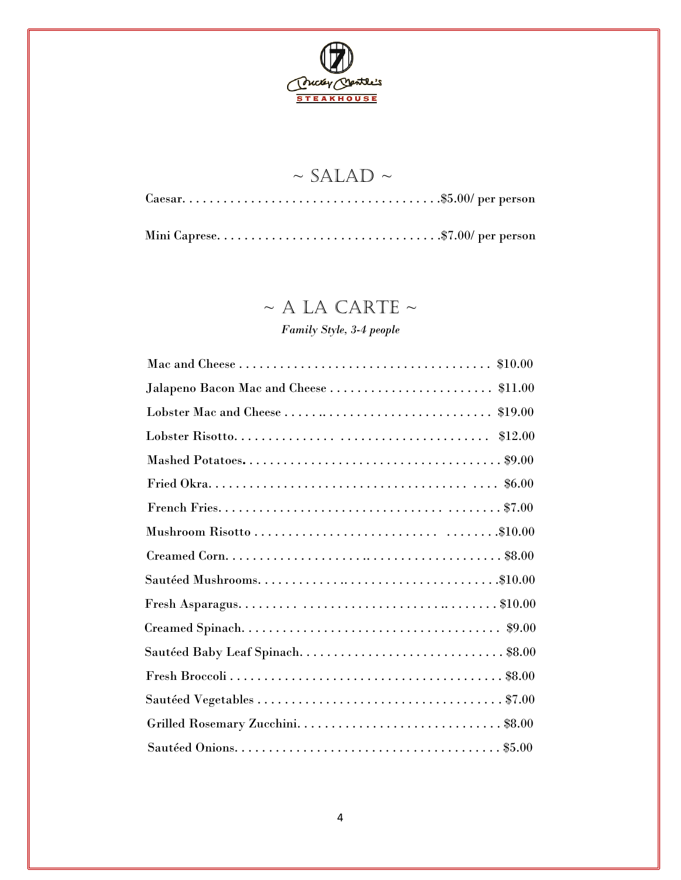Mickey Mantle's STEAKHOUSE

## ~ SALAD ~

Caesar. . . . . . . . . . . . . . . . . . . . . . . . . . . . . . . . . . . . . $5.00/ per person

Mini Caprese. . . . . . . . . . . . . . . . . . . . . . . . . . . . . . . . $7.00/ per person

## ~ A LA CARTE ~

*Family Style, 3-4 people*

Mac and Cheese . . . . . . . . . . . . . . . . . . . . . . . . . . . . . . . . . . . . . $10.00

Jalapeno Bacon Mac and Cheese . . . . . . . . . . . . . . . . . . . . . . . . $11.00

Lobster Mac and Cheese . . . . . . . . . . . . . . . . . . . . . . . . . . . . . . $19.00

Lobster Risotto. . . . . . . . . . . . . . . . . . . . . . . . . . . . . . . . . . . . . $12.00

Mashed Potatoes. . . . . . . . . . . . . . . . . . . . . . . . . . . . . . . . . . . . . $9.00

Fried Okra. . . . . . . . . . . . . . . . . . . . . . . . . . . . . . . . . . . . . . . . . $6.00

French Fries. . . . . . . . . . . . . . . . . . . . . . . . . . . . . . . . . . . . . . . . $7.00

Mushroom Risotto . . . . . . . . . . . . . . . . . . . . . . . . . . . . . . . . . . $10.00

Creamed Corn. . . . . . . . . . . . . . . . . . . . . . . . . . . . . . . . . . . . . . . $8.00

Sautéed Mushrooms. . . . . . . . . . . . . . . . . . . . . . . . . . . . . . . . . $10.00

Fresh Asparagus. . . . . . . . . . . . . . . . . . . . . . . . . . . . . . . . . . . . $10.00

Creamed Spinach. . . . . . . . . . . . . . . . . . . . . . . . . . . . . . . . . . . . . $9.00

Sautéed Baby Leaf Spinach. . . . . . . . . . . . . . . . . . . . . . . . . . . . . $8.00

Fresh Broccoli . . . . . . . . . . . . . . . . . . . . . . . . . . . . . . . . . . . . . . . $8.00

Sautéed Vegetables . . . . . . . . . . . . . . . . . . . . . . . . . . . . . . . . . . . $7.00

Grilled Rosemary Zucchini. . . . . . . . . . . . . . . . . . . . . . . . . . . . . . $8.00

Sautéed Onions. . . . . . . . . . . . . . . . . . . . . . . . . . . . . . . . . . . . . . $5.00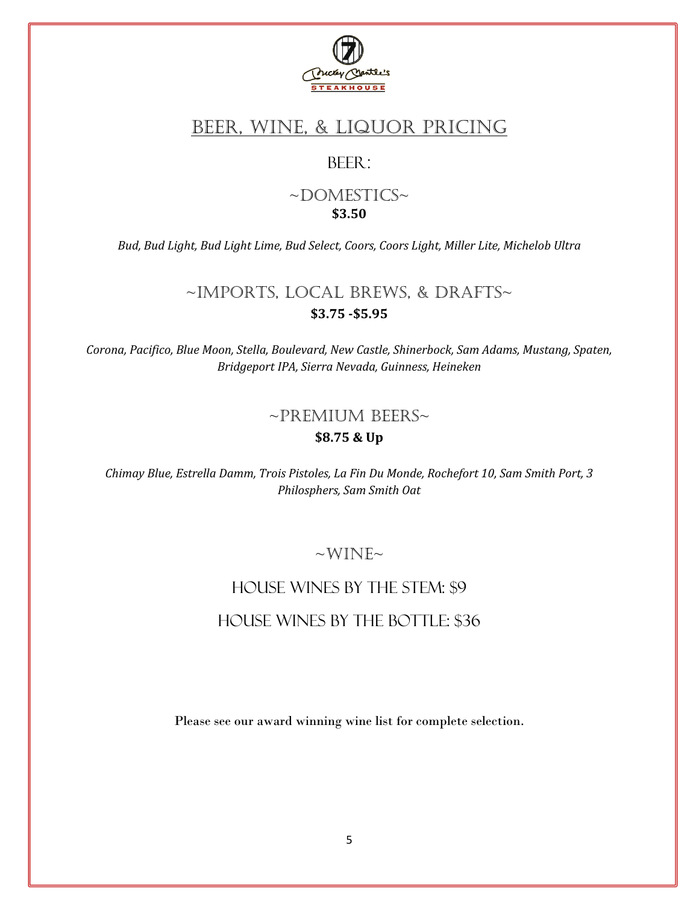# Beer, Wine, & Liquor Pricing

## Beer:

### ~Domestics~

**$3.50**

*Bud, Bud Light, Bud Light Lime, Bud Select, Coors, Coors Light, Miller Lite, Michelob Ultra*

### ~Imports, Local Brews, & Drafts~

**$3.75 -$5.95**

*Corona, Pacifico, Blue Moon, Stella, Boulevard, New Castle, Shinerbock, Sam Adams, Mustang, Spaten, Bridgeport IPA, Sierra Nevada, Guinness, Heineken*

### ~Premium Beers~

**$8.75 & Up**

*Chimay Blue, Estrella Damm, Trois Pistoles, La Fin Du Monde, Rochefort 10, Sam Smith Port, 3 Philosphers, Sam Smith Oat*

## ~Wine~

### House Wines by the Stem: $9

### House Wines by the Bottle: $36

Please see our award winning wine list for complete selection.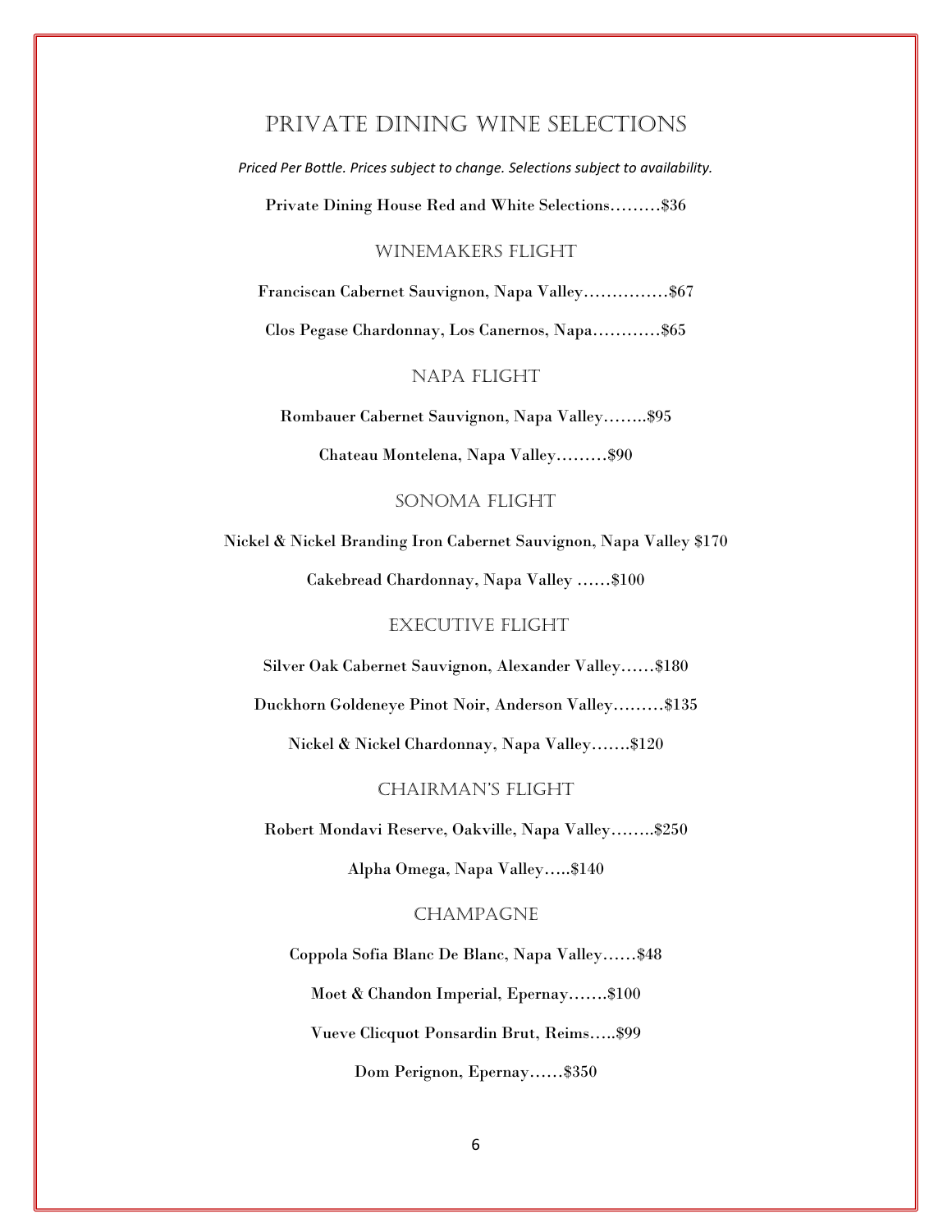# Private Dining Wine Selections

*Priced Per Bottle. Prices subject to change. Selections subject to availability.*

Private Dining House Red and White Selections………$36

## Winemakers Flight

Franciscan Cabernet Sauvignon, Napa Valley……………$67

Clos Pegase Chardonnay, Los Canernos, Napa…………$65

## Napa Flight

Rombauer Cabernet Sauvignon, Napa Valley……..$95

Chateau Montelena, Napa Valley………$90

## Sonoma Flight

Nickel & Nickel Branding Iron Cabernet Sauvignon, Napa Valley $170

Cakebread Chardonnay, Napa Valley ……$100

## Executive Flight

Silver Oak Cabernet Sauvignon, Alexander Valley……$180

Duckhorn Goldeneye Pinot Noir, Anderson Valley………$135

Nickel & Nickel Chardonnay, Napa Valley…….$120

## Chairman's Flight

Robert Mondavi Reserve, Oakville, Napa Valley……..$250

Alpha Omega, Napa Valley…..$140

## Champagne

Coppola Sofia Blanc De Blanc, Napa Valley……$48

Moet & Chandon Imperial, Epernay…….$100

Vueve Clicquot Ponsardin Brut, Reims…..$99

Dom Perignon, Epernay……$350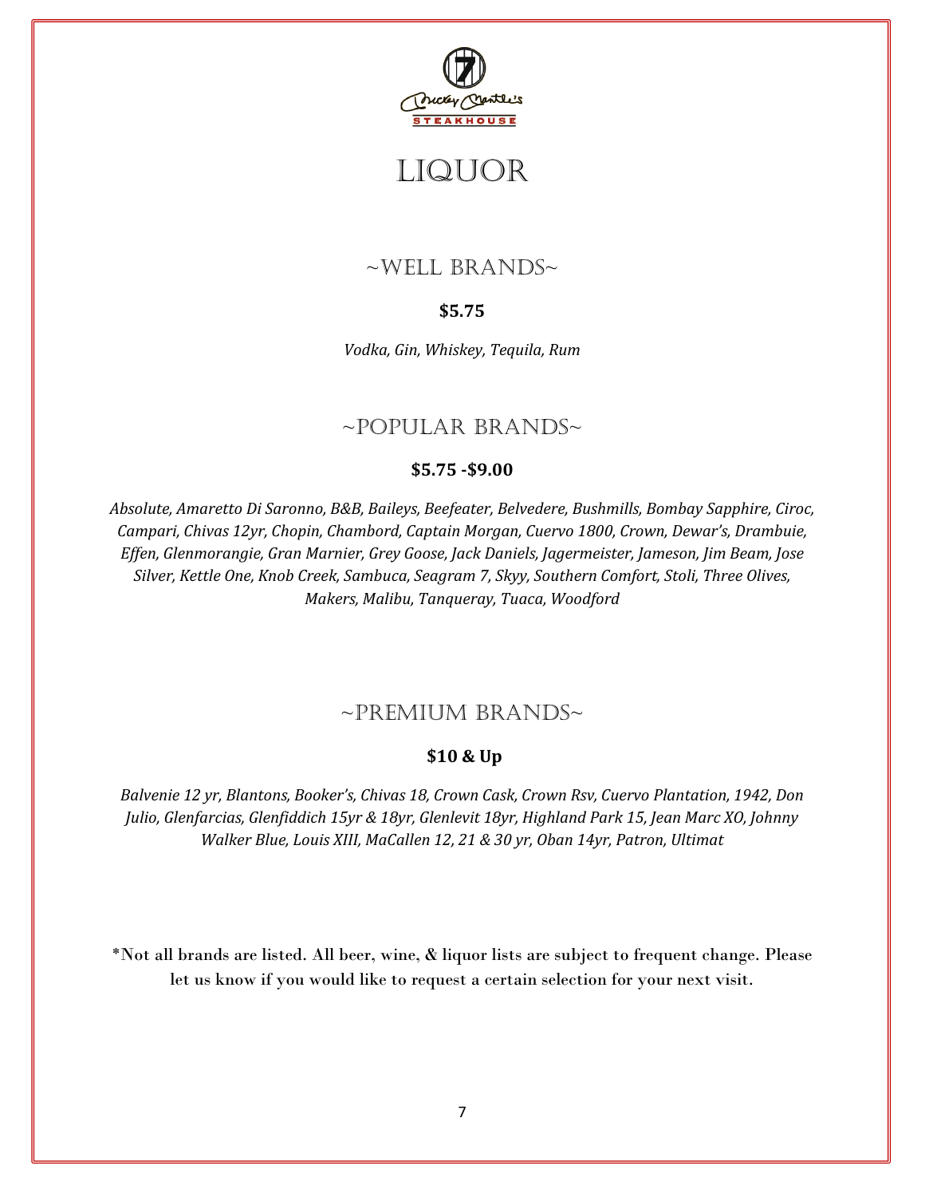# LIQUOR

## ~WELL BRANDS~

**$5.75**

*Vodka, Gin, Whiskey, Tequila, Rum*

## ~POPULAR BRANDS~

**$5.75 -$9.00**

*Absolute, Amaretto Di Saronno, B&B, Baileys, Beefeater, Belvedere, Bushmills, Bombay Sapphire, Ciroc, Campari, Chivas 12yr, Chopin, Chambord, Captain Morgan, Cuervo 1800, Crown, Dewar's, Drambuie, Effen, Glenmorangie, Gran Marnier, Grey Goose, Jack Daniels, Jagermeister, Jameson, Jim Beam, Jose Silver, Kettle One, Knob Creek, Sambuca, Seagram 7, Skyy, Southern Comfort, Stoli, Three Olives, Makers, Malibu, Tanqueray, Tuaca, Woodford*

## ~PREMIUM BRANDS~

**$10 & Up**

*Balvenie 12 yr, Blantons, Booker's, Chivas 18, Crown Cask, Crown Rsv, Cuervo Plantation, 1942, Don Julio, Glenfarcias, Glenfiddich 15yr & 18yr, Glenlevit 18yr, Highland Park 15, Jean Marc XO, Johnny Walker Blue, Louis XIII, MaCallen 12, 21 & 30 yr, Oban 14yr, Patron, Ultimat*

*Not all brands are listed. All beer, wine, & liquor lists are subject to frequent change. Please let us know if you would like to request a certain selection for your next visit.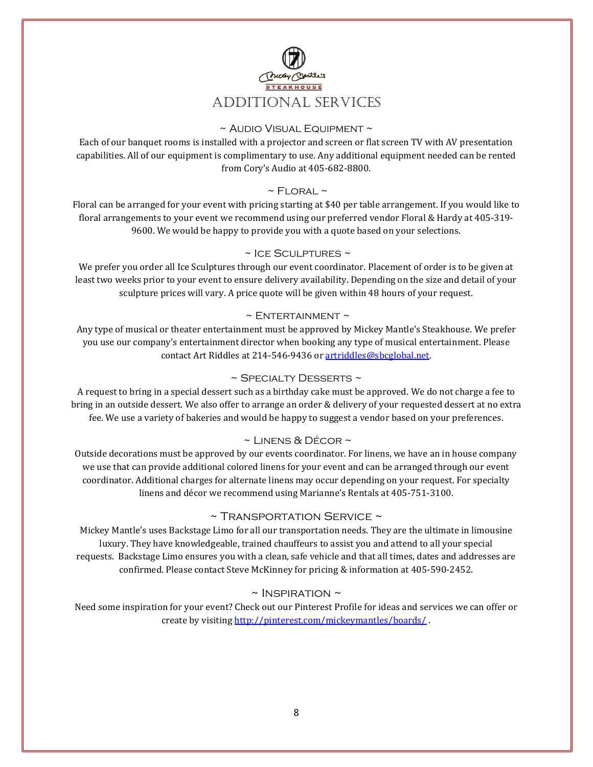# ADDITIONAL SERVICES

## ~ Audio Visual Equipment ~

Each of our banquet rooms is installed with a projector and screen or flat screen TV with AV presentation capabilities. All of our equipment is complimentary to use. Any additional equipment needed can be rented from Cory's Audio at 405-682-8800.

## ~ Floral ~

Floral can be arranged for your event with pricing starting at $40 per table arrangement. If you would like to floral arrangements to your event we recommend using our preferred vendor Floral & Hardy at 405-319-9600. We would be happy to provide you with a quote based on your selections.

## ~ Ice Sculptures ~

We prefer you order all Ice Sculptures through our event coordinator. Placement of order is to be given at least two weeks prior to your event to ensure delivery availability. Depending on the size and detail of your sculpture prices will vary. A price quote will be given within 48 hours of your request.

## ~ Entertainment ~

Any type of musical or theater entertainment must be approved by Mickey Mantle's Steakhouse. We prefer you use our company's entertainment director when booking any type of musical entertainment. Please contact Art Riddles at 214-546-9436 or artriddles@sbcglobal.net.

## ~ Specialty Desserts ~

A request to bring in a special dessert such as a birthday cake must be approved. We do not charge a fee to bring in an outside dessert. We also offer to arrange an order & delivery of your requested dessert at no extra fee. We use a variety of bakeries and would be happy to suggest a vendor based on your preferences.

## ~ Linens & Décor ~

Outside decorations must be approved by our events coordinator. For linens, we have an in house company we use that can provide additional colored linens for your event and can be arranged through our event coordinator. Additional charges for alternate linens may occur depending on your request. For specialty linens and décor we recommend using Marianne's Rentals at 405-751-3100.

## ~ Transportation Service ~

Mickey Mantle's uses Backstage Limo for all our transportation needs. They are the ultimate in limousine luxury. They have knowledgeable, trained chauffeurs to assist you and attend to all your special requests. Backstage Limo ensures you with a clean, safe vehicle and that all times, dates and addresses are confirmed. Please contact Steve McKinney for pricing & information at 405-590-2452.

## ~ Inspiration ~

Need some inspiration for your event? Check out our Pinterest Profile for ideas and services we can offer or create by visiting http://pinterest.com/mickeymantles/boards/ .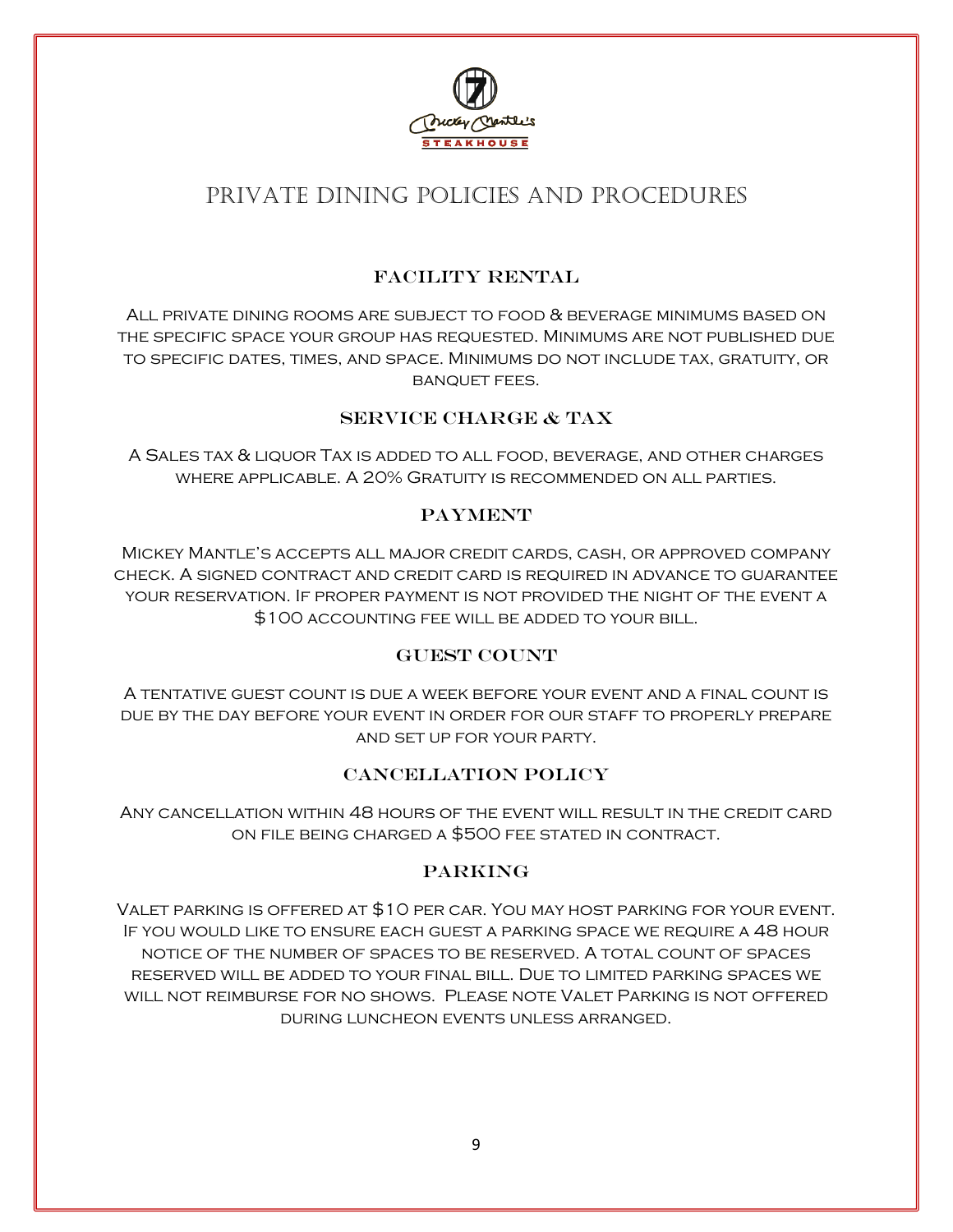# Private Dining Policies and Procedures

## Facility Rental

All private dining rooms are subject to food & beverage minimums based on the specific space your group has requested. Minimums are not published due to specific dates, times, and space. Minimums do not include tax, gratuity, or banquet fees.

## Service Charge & Tax

A Sales tax & liquor Tax is added to all food, beverage, and other charges where applicable. A 20% Gratuity is recommended on all parties.

## Payment

Mickey Mantle's accepts all major credit cards, cash, or approved company check. A signed contract and credit card is required in advance to guarantee your reservation. If proper payment is not provided the night of the event a $100 accounting fee will be added to your bill.

## Guest Count

A tentative guest count is due a week before your event and a final count is due by the day before your event in order for our staff to properly prepare and set up for your party.

## Cancellation Policy

Any cancellation within 48 hours of the event will result in the credit card on file being charged a $500 fee stated in contract.

## Parking

Valet parking is offered at $10 per car. You may host parking for your event. If you would like to ensure each guest a parking space we require a 48 hour notice of the number of spaces to be reserved. A total count of spaces reserved will be added to your final bill. Due to limited parking spaces we will not reimburse for no shows. Please note Valet Parking is not offered during luncheon events unless arranged.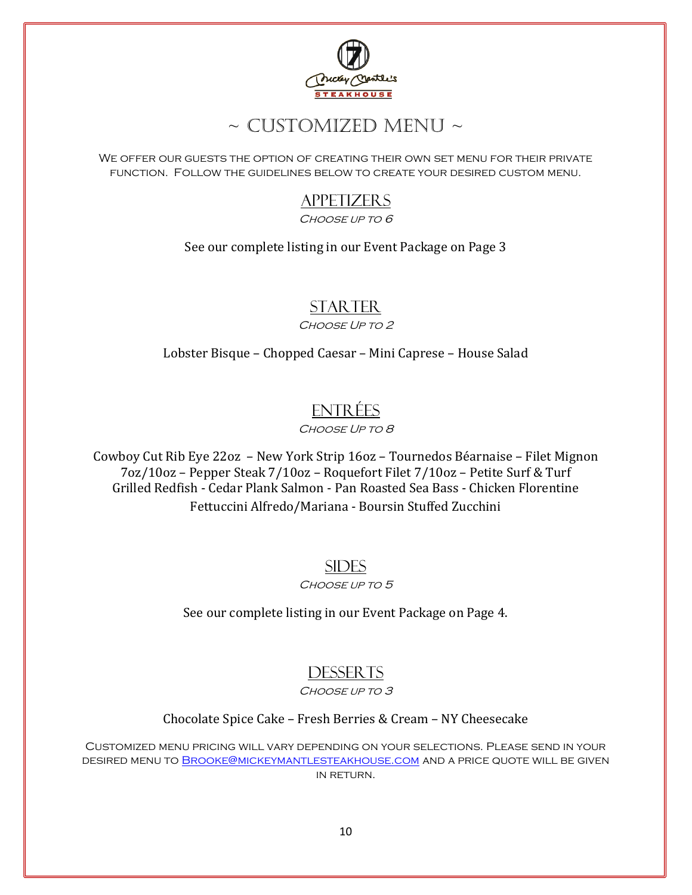# ~ Customized Menu ~

We offer our guests the option of creating their own set menu for their private function. Follow the guidelines below to create your desired custom menu.

## Appetizers

*Choose up to 6*

See our complete listing in our Event Package on Page 3

## Starter

*Choose Up to 2*

Lobster Bisque – Chopped Caesar – Mini Caprese – House Salad

## Entrées

*Choose Up to 8*

Cowboy Cut Rib Eye 22oz – New York Strip 16oz – Tournedos Béarnaise – Filet Mignon 7oz/10oz – Pepper Steak 7/10oz – Roquefort Filet 7/10oz – Petite Surf & Turf
Grilled Redfish - Cedar Plank Salmon - Pan Roasted Sea Bass - Chicken Florentine
Fettuccini Alfredo/Mariana - Boursin Stuffed Zucchini

## Sides

*Choose up to 5*

See our complete listing in our Event Package on Page 4.

## Desserts

*Choose up to 3*

Chocolate Spice Cake – Fresh Berries & Cream – NY Cheesecake

Customized menu pricing will vary depending on your selections. Please send in your desired menu to Brooke@mickeymantlesteakhouse.com and a price quote will be given in return.